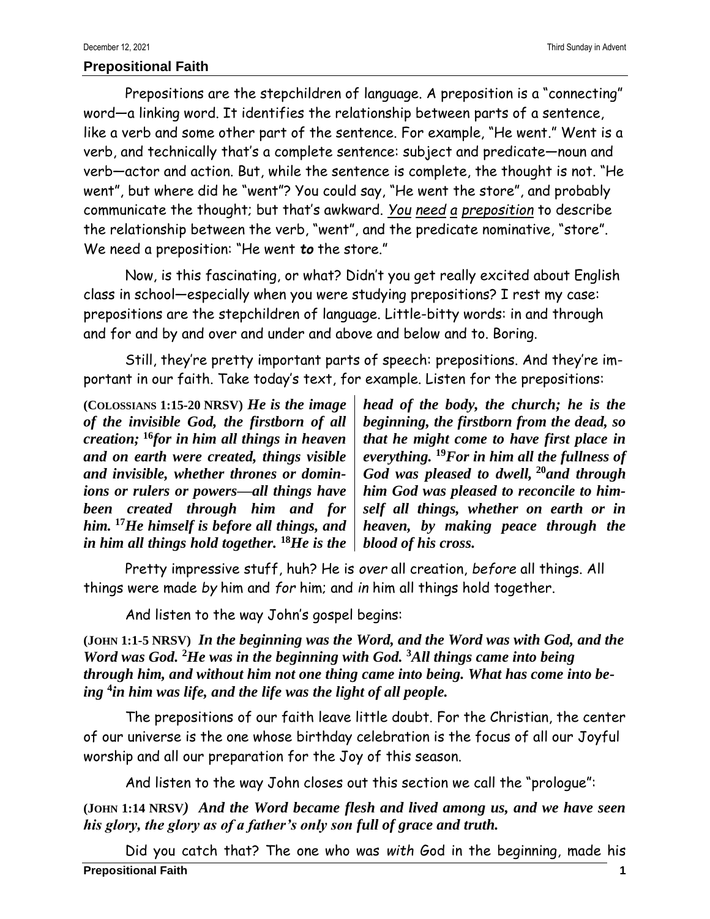## Prepositional Faith

Prepositions are the stepchildren of language. A preposition is a "connecting" word—a linking word. It identifies the relationship between parts of a sentence, like a verb and some other part of the sentence. For example, "He went." Went is a verb, and technically that's a complete sentence: subject and predicate—noun and verb—actor and action. But, while the sentence is complete, the thought is not. "He went", but where did he "went"? You could say, "He went the store", and probably communicate the thought; but that's awkward. <u>You</u> <u>need</u> <u>a</u> <u>preposition</u> to describe the relationship between the verb, "went", and the predicate nominative, "store". We need a preposition: "He went ***to*** the store."

Now, is this fascinating, or what? Didn't you get really excited about English class in school—especially when you were studying prepositions? I rest my case: prepositions are the stepchildren of language. Little-bitty words: in and through and for and by and over and under and above and below and to. Boring.

Still, they're pretty important parts of speech: prepositions. And they're important in our faith. Take today's text, for example. Listen for the prepositions:

**(COLOSSIANS 1:15-20 NRSV)** ***He is the image of the invisible God, the firstborn of all creation; [16]for in him all things in heaven and on earth were created, things visible and invisible, whether thrones or dominions or rulers or powers—all things have been created through him and for him. [17]He himself is before all things, and in him all things hold together. [18]He is the head of the body, the church; he is the beginning, the firstborn from the dead, so that he might come to have first place in everything. [19]For in him all the fullness of God was pleased to dwell, [20]and through him God was pleased to reconcile to himself all things, whether on earth or in heaven, by making peace through the blood of his cross.***

Pretty impressive stuff, huh? He is *over* all creation, *before* all things. All things were made *by* him and *for* him; and *in* him all things hold together.

And listen to the way John's gospel begins:

**(JOHN 1:1-5 NRSV)** ***In the beginning was the Word, and the Word was with God, and the Word was God. [2]He was in the beginning with God. [3]All things came into being through him, and without him not one thing came into being. What has come into being [4]in him was life, and the life was the light of all people.***

The prepositions of our faith leave little doubt. For the Christian, the center of our universe is the one whose birthday celebration is the focus of all our Joyful worship and all our preparation for the Joy of this season.

And listen to the way John closes out this section we call the "prologue":

**(JOHN 1:14 NRSV)** ***And the Word became flesh and lived among us, and we have seen his glory, the glory as of a father's only son full of grace and truth.***

Did you catch that? The one who was *with* God in the beginning, made his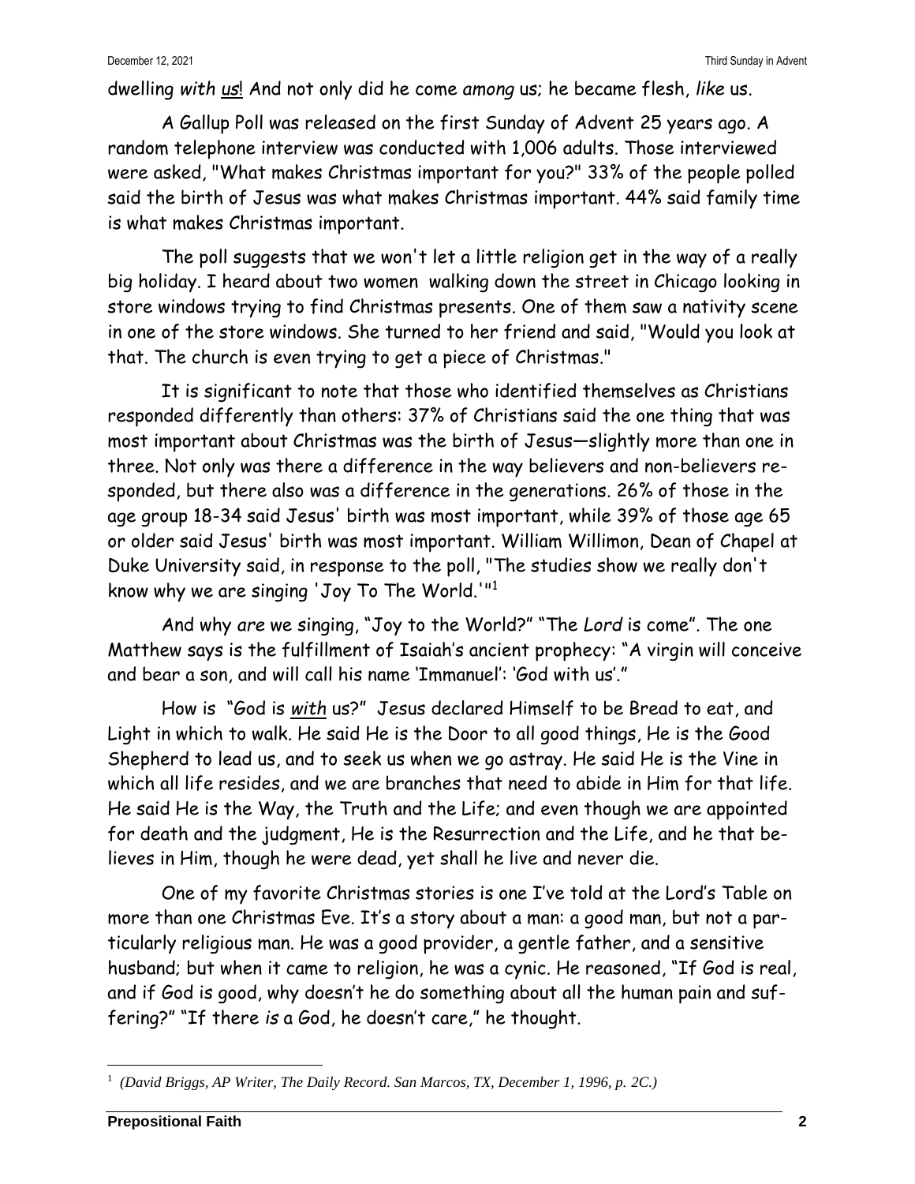dwelling *with* <u>us</u>! And not only did he come *among* us; he became flesh, *like* us.

A Gallup Poll was released on the first Sunday of Advent 25 years ago. A random telephone interview was conducted with 1,006 adults. Those interviewed were asked, "What makes Christmas important for you?" 33% of the people polled said the birth of Jesus was what makes Christmas important. 44% said family time is what makes Christmas important.

The poll suggests that we won't let a little religion get in the way of a really big holiday. I heard about two women walking down the street in Chicago looking in store windows trying to find Christmas presents. One of them saw a nativity scene in one of the store windows. She turned to her friend and said, "Would you look at that. The church is even trying to get a piece of Christmas."

It is significant to note that those who identified themselves as Christians responded differently than others: 37% of Christians said the one thing that was most important about Christmas was the birth of Jesus—slightly more than one in three. Not only was there a difference in the way believers and non-believers responded, but there also was a difference in the generations. 26% of those in the age group 18-34 said Jesus' birth was most important, while 39% of those age 65 or older said Jesus' birth was most important. William Willimon, Dean of Chapel at Duke University said, in response to the poll, "The studies show we really don't know why we are singing 'Joy To The World.'"[1]

And why *are* we singing, "Joy to the World?" "The *Lord* is come". The one Matthew says is the fulfillment of Isaiah's ancient prophecy: "A virgin will conceive and bear a son, and will call his name 'Immanuel': 'God with us'."

How is "God is <u>*with*</u> us?" Jesus declared Himself to be Bread to eat, and Light in which to walk. He said He is the Door to all good things, He is the Good Shepherd to lead us, and to seek us when we go astray. He said He is the Vine in which all life resides, and we are branches that need to abide in Him for that life. He said He is the Way, the Truth and the Life; and even though we are appointed for death and the judgment, He is the Resurrection and the Life, and he that believes in Him, though he were dead, yet shall he live and never die.

One of my favorite Christmas stories is one I've told at the Lord's Table on more than one Christmas Eve. It's a story about a man: a good man, but not a particularly religious man. He was a good provider, a gentle father, and a sensitive husband; but when it came to religion, he was a cynic. He reasoned, "If God is real, and if God is good, why doesn't he do something about all the human pain and suffering?" "If there *is* a God, he doesn't care," he thought.

---

[1] *(David Briggs, AP Writer, The Daily Record. San Marcos, TX, December 1, 1996, p. 2C.)*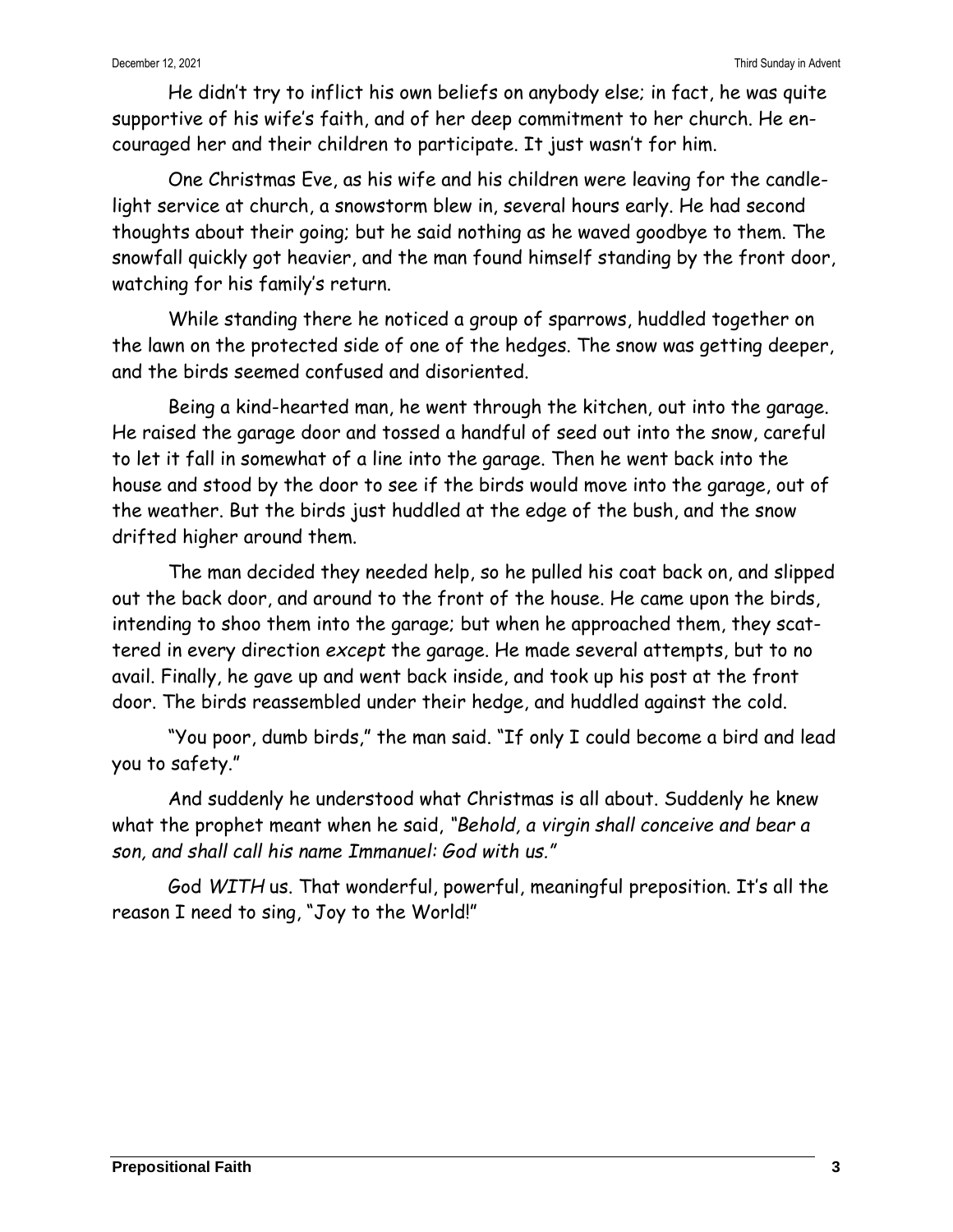He didn't try to inflict his own beliefs on anybody else; in fact, he was quite supportive of his wife's faith, and of her deep commitment to her church. He encouraged her and their children to participate. It just wasn't for him.

One Christmas Eve, as his wife and his children were leaving for the candlelight service at church, a snowstorm blew in, several hours early. He had second thoughts about their going; but he said nothing as he waved goodbye to them. The snowfall quickly got heavier, and the man found himself standing by the front door, watching for his family's return.

While standing there he noticed a group of sparrows, huddled together on the lawn on the protected side of one of the hedges. The snow was getting deeper, and the birds seemed confused and disoriented.

Being a kind-hearted man, he went through the kitchen, out into the garage. He raised the garage door and tossed a handful of seed out into the snow, careful to let it fall in somewhat of a line into the garage. Then he went back into the house and stood by the door to see if the birds would move into the garage, out of the weather. But the birds just huddled at the edge of the bush, and the snow drifted higher around them.

The man decided they needed help, so he pulled his coat back on, and slipped out the back door, and around to the front of the house. He came upon the birds, intending to shoo them into the garage; but when he approached them, they scattered in every direction *except* the garage. He made several attempts, but to no avail. Finally, he gave up and went back inside, and took up his post at the front door. The birds reassembled under their hedge, and huddled against the cold.

"You poor, dumb birds," the man said. "If only I could become a bird and lead you to safety."

And suddenly he understood what Christmas is all about. Suddenly he knew what the prophet meant when he said, "*Behold, a virgin shall conceive and bear a son, and shall call his name Immanuel: God with us.*"

God *WITH* us. That wonderful, powerful, meaningful preposition. It's all the reason I need to sing, "Joy to the World!"